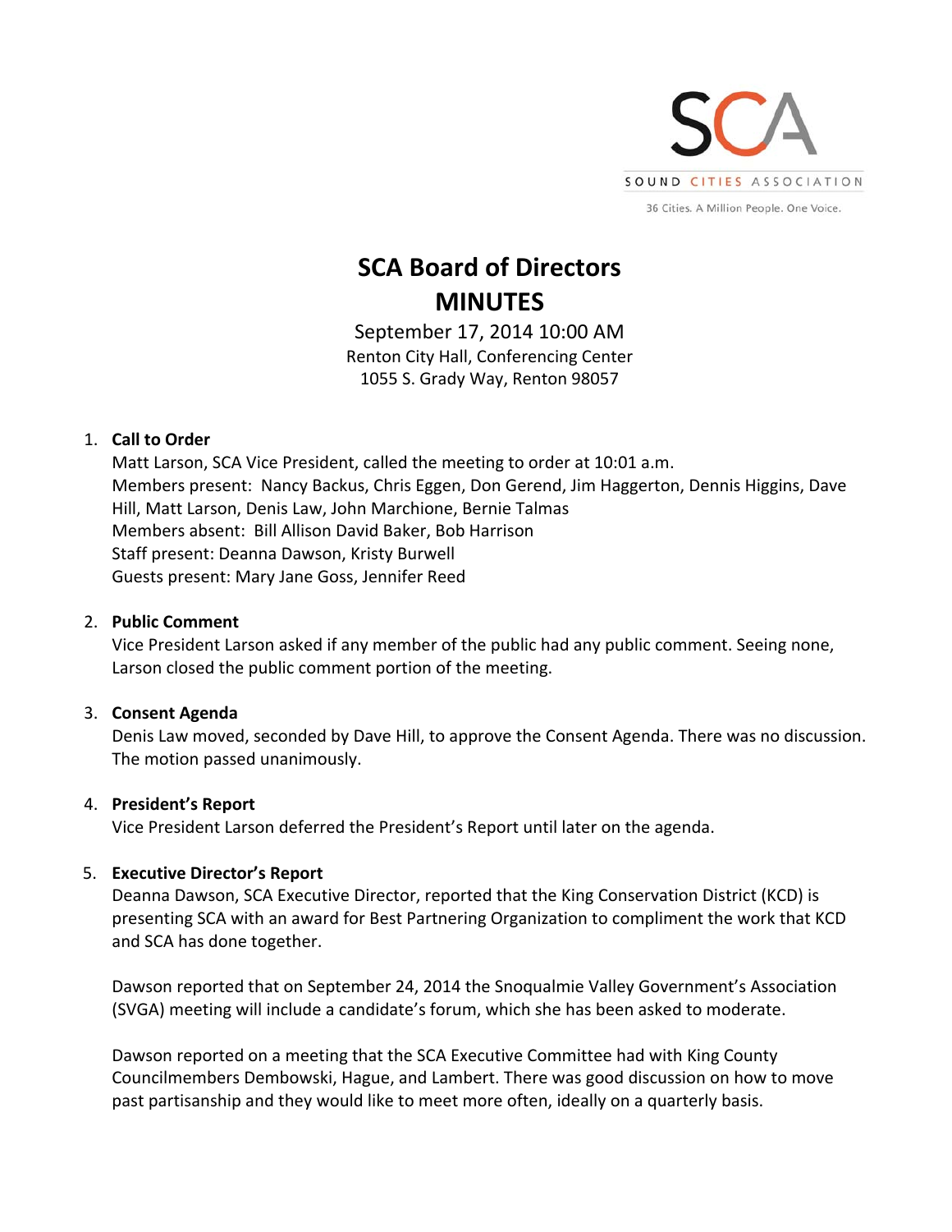SCA

SOUND CITIES ASSOCIATION

36 Cities. A Million People. One Voice.

# SCA Board of Directors MINUTES

September 17, 2014 10:00 AM
Renton City Hall, Conferencing Center
1055 S. Grady Way, Renton 98057

1. **Call to Order**
   Matt Larson, SCA Vice President, called the meeting to order at 10:01 a.m.
   Members present: Nancy Backus, Chris Eggen, Don Gerend, Jim Haggerton, Dennis Higgins, Dave Hill, Matt Larson, Denis Law, John Marchione, Bernie Talmas
   Members absent: Bill Allison David Baker, Bob Harrison
   Staff present: Deanna Dawson, Kristy Burwell
   Guests present: Mary Jane Goss, Jennifer Reed

2. **Public Comment**
   Vice President Larson asked if any member of the public had any public comment. Seeing none, Larson closed the public comment portion of the meeting.

3. **Consent Agenda**
   Denis Law moved, seconded by Dave Hill, to approve the Consent Agenda. There was no discussion. The motion passed unanimously.

4. **President's Report**
   Vice President Larson deferred the President's Report until later on the agenda.

5. **Executive Director's Report**
   Deanna Dawson, SCA Executive Director, reported that the King Conservation District (KCD) is presenting SCA with an award for Best Partnering Organization to compliment the work that KCD and SCA has done together.

   Dawson reported that on September 24, 2014 the Snoqualmie Valley Government's Association (SVGA) meeting will include a candidate's forum, which she has been asked to moderate.

   Dawson reported on a meeting that the SCA Executive Committee had with King County Councilmembers Dembowski, Hague, and Lambert. There was good discussion on how to move past partisanship and they would like to meet more often, ideally on a quarterly basis.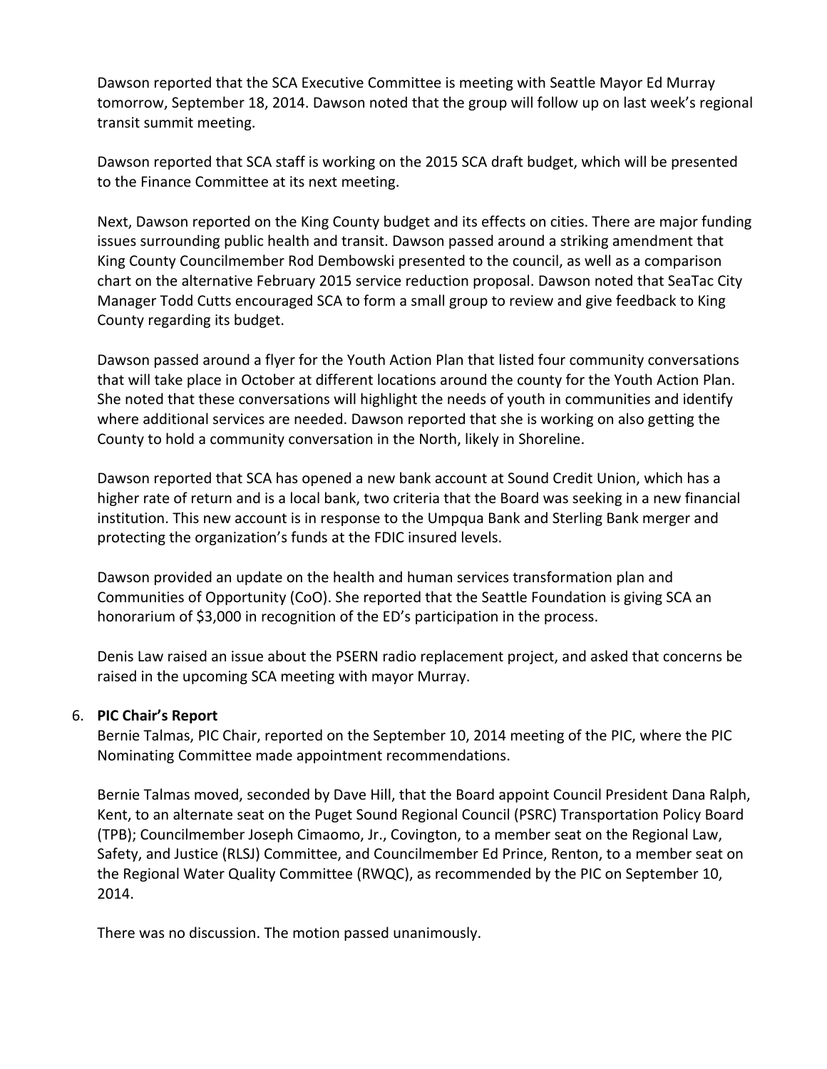Dawson reported that the SCA Executive Committee is meeting with Seattle Mayor Ed Murray tomorrow, September 18, 2014. Dawson noted that the group will follow up on last week's regional transit summit meeting.

Dawson reported that SCA staff is working on the 2015 SCA draft budget, which will be presented to the Finance Committee at its next meeting.

Next, Dawson reported on the King County budget and its effects on cities. There are major funding issues surrounding public health and transit. Dawson passed around a striking amendment that King County Councilmember Rod Dembowski presented to the council, as well as a comparison chart on the alternative February 2015 service reduction proposal. Dawson noted that SeaTac City Manager Todd Cutts encouraged SCA to form a small group to review and give feedback to King County regarding its budget.

Dawson passed around a flyer for the Youth Action Plan that listed four community conversations that will take place in October at different locations around the county for the Youth Action Plan. She noted that these conversations will highlight the needs of youth in communities and identify where additional services are needed. Dawson reported that she is working on also getting the County to hold a community conversation in the North, likely in Shoreline.

Dawson reported that SCA has opened a new bank account at Sound Credit Union, which has a higher rate of return and is a local bank, two criteria that the Board was seeking in a new financial institution. This new account is in response to the Umpqua Bank and Sterling Bank merger and protecting the organization's funds at the FDIC insured levels.

Dawson provided an update on the health and human services transformation plan and Communities of Opportunity (CoO). She reported that the Seattle Foundation is giving SCA an honorarium of $3,000 in recognition of the ED's participation in the process.

Denis Law raised an issue about the PSERN radio replacement project, and asked that concerns be raised in the upcoming SCA meeting with mayor Murray.

6. **PIC Chair's Report**

Bernie Talmas, PIC Chair, reported on the September 10, 2014 meeting of the PIC, where the PIC Nominating Committee made appointment recommendations.

Bernie Talmas moved, seconded by Dave Hill, that the Board appoint Council President Dana Ralph, Kent, to an alternate seat on the Puget Sound Regional Council (PSRC) Transportation Policy Board (TPB); Councilmember Joseph Cimaomo, Jr., Covington, to a member seat on the Regional Law, Safety, and Justice (RLSJ) Committee, and Councilmember Ed Prince, Renton, to a member seat on the Regional Water Quality Committee (RWQC), as recommended by the PIC on September 10, 2014.

There was no discussion. The motion passed unanimously.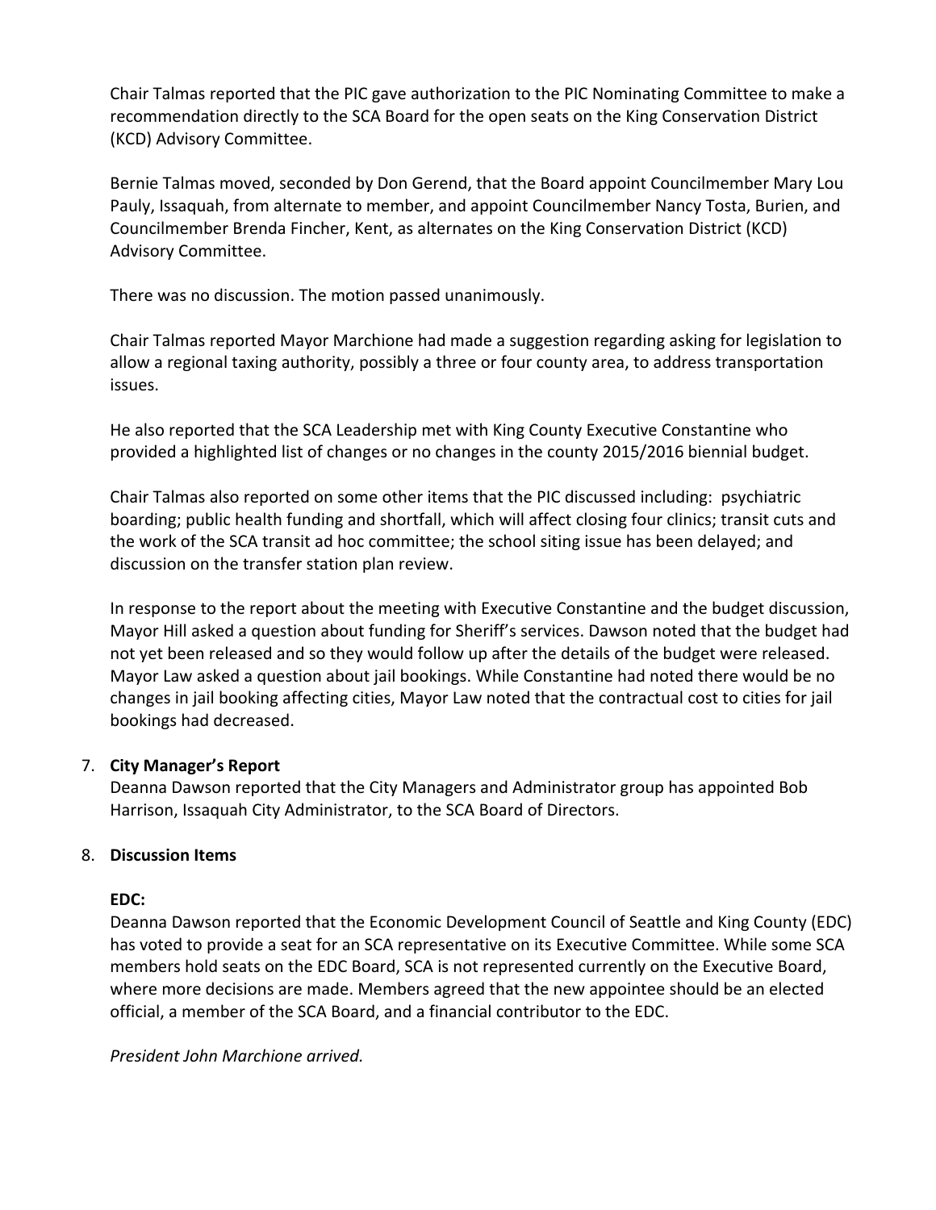Chair Talmas reported that the PIC gave authorization to the PIC Nominating Committee to make a recommendation directly to the SCA Board for the open seats on the King Conservation District (KCD) Advisory Committee.

Bernie Talmas moved, seconded by Don Gerend, that the Board appoint Councilmember Mary Lou Pauly, Issaquah, from alternate to member, and appoint Councilmember Nancy Tosta, Burien, and Councilmember Brenda Fincher, Kent, as alternates on the King Conservation District (KCD) Advisory Committee.

There was no discussion. The motion passed unanimously.

Chair Talmas reported Mayor Marchione had made a suggestion regarding asking for legislation to allow a regional taxing authority, possibly a three or four county area, to address transportation issues.

He also reported that the SCA Leadership met with King County Executive Constantine who provided a highlighted list of changes or no changes in the county 2015/2016 biennial budget.

Chair Talmas also reported on some other items that the PIC discussed including: psychiatric boarding; public health funding and shortfall, which will affect closing four clinics; transit cuts and the work of the SCA transit ad hoc committee; the school siting issue has been delayed; and discussion on the transfer station plan review.

In response to the report about the meeting with Executive Constantine and the budget discussion, Mayor Hill asked a question about funding for Sheriff's services. Dawson noted that the budget had not yet been released and so they would follow up after the details of the budget were released. Mayor Law asked a question about jail bookings. While Constantine had noted there would be no changes in jail booking affecting cities, Mayor Law noted that the contractual cost to cities for jail bookings had decreased.

7. **City Manager's Report**
   Deanna Dawson reported that the City Managers and Administrator group has appointed Bob Harrison, Issaquah City Administrator, to the SCA Board of Directors.

8. **Discussion Items**

   **EDC:**
   Deanna Dawson reported that the Economic Development Council of Seattle and King County (EDC) has voted to provide a seat for an SCA representative on its Executive Committee. While some SCA members hold seats on the EDC Board, SCA is not represented currently on the Executive Board, where more decisions are made. Members agreed that the new appointee should be an elected official, a member of the SCA Board, and a financial contributor to the EDC.

   *President John Marchione arrived.*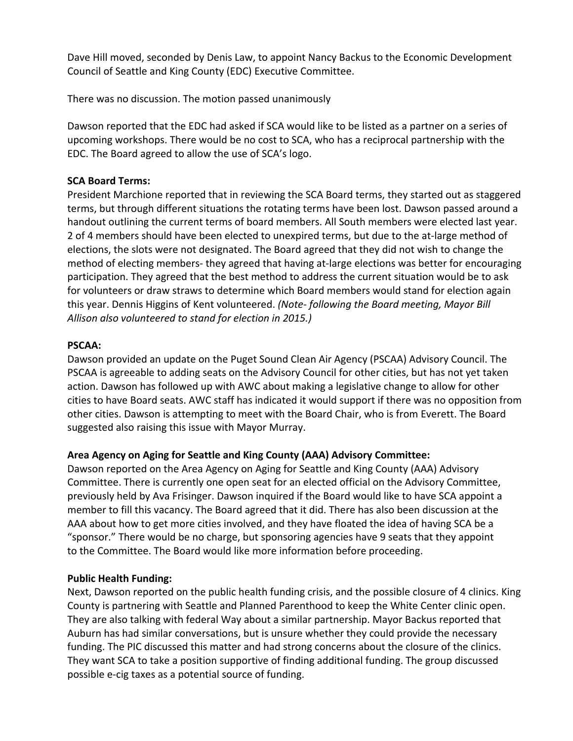Dave Hill moved, seconded by Denis Law, to appoint Nancy Backus to the Economic Development Council of Seattle and King County (EDC) Executive Committee.

There was no discussion. The motion passed unanimously

Dawson reported that the EDC had asked if SCA would like to be listed as a partner on a series of upcoming workshops. There would be no cost to SCA, who has a reciprocal partnership with the EDC. The Board agreed to allow the use of SCA's logo.

**SCA Board Terms:**
President Marchione reported that in reviewing the SCA Board terms, they started out as staggered terms, but through different situations the rotating terms have been lost. Dawson passed around a handout outlining the current terms of board members. All South members were elected last year. 2 of 4 members should have been elected to unexpired terms, but due to the at-large method of elections, the slots were not designated. The Board agreed that they did not wish to change the method of electing members- they agreed that having at-large elections was better for encouraging participation. They agreed that the best method to address the current situation would be to ask for volunteers or draw straws to determine which Board members would stand for election again this year. Dennis Higgins of Kent volunteered. *(Note- following the Board meeting, Mayor Bill Allison also volunteered to stand for election in 2015.)*

**PSCAA:**
Dawson provided an update on the Puget Sound Clean Air Agency (PSCAA) Advisory Council. The PSCAA is agreeable to adding seats on the Advisory Council for other cities, but has not yet taken action. Dawson has followed up with AWC about making a legislative change to allow for other cities to have Board seats. AWC staff has indicated it would support if there was no opposition from other cities. Dawson is attempting to meet with the Board Chair, who is from Everett. The Board suggested also raising this issue with Mayor Murray.

**Area Agency on Aging for Seattle and King County (AAA) Advisory Committee:**
Dawson reported on the Area Agency on Aging for Seattle and King County (AAA) Advisory Committee. There is currently one open seat for an elected official on the Advisory Committee, previously held by Ava Frisinger. Dawson inquired if the Board would like to have SCA appoint a member to fill this vacancy. The Board agreed that it did. There has also been discussion at the AAA about how to get more cities involved, and they have floated the idea of having SCA be a "sponsor." There would be no charge, but sponsoring agencies have 9 seats that they appoint to the Committee. The Board would like more information before proceeding.

**Public Health Funding:**
Next, Dawson reported on the public health funding crisis, and the possible closure of 4 clinics. King County is partnering with Seattle and Planned Parenthood to keep the White Center clinic open. They are also talking with federal Way about a similar partnership. Mayor Backus reported that Auburn has had similar conversations, but is unsure whether they could provide the necessary funding. The PIC discussed this matter and had strong concerns about the closure of the clinics. They want SCA to take a position supportive of finding additional funding. The group discussed possible e-cig taxes as a potential source of funding.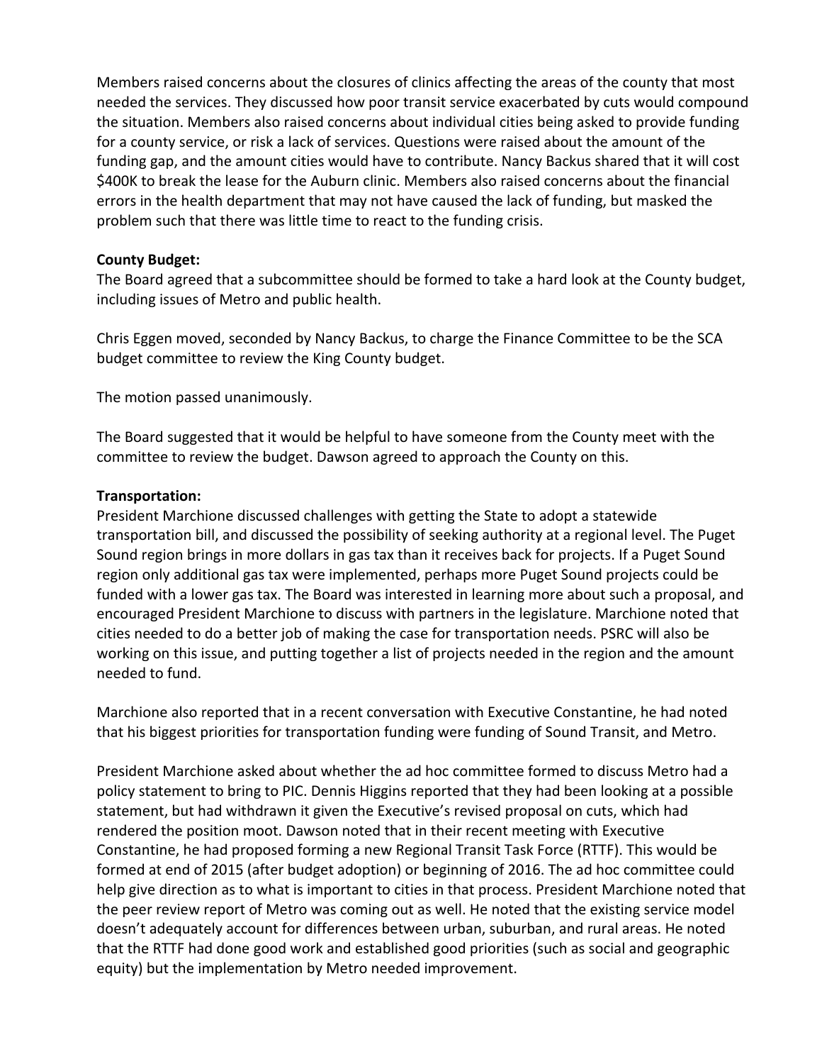Members raised concerns about the closures of clinics affecting the areas of the county that most needed the services. They discussed how poor transit service exacerbated by cuts would compound the situation. Members also raised concerns about individual cities being asked to provide funding for a county service, or risk a lack of services. Questions were raised about the amount of the funding gap, and the amount cities would have to contribute. Nancy Backus shared that it will cost $400K to break the lease for the Auburn clinic. Members also raised concerns about the financial errors in the health department that may not have caused the lack of funding, but masked the problem such that there was little time to react to the funding crisis.

**County Budget:**
The Board agreed that a subcommittee should be formed to take a hard look at the County budget, including issues of Metro and public health.

Chris Eggen moved, seconded by Nancy Backus, to charge the Finance Committee to be the SCA budget committee to review the King County budget.

The motion passed unanimously.

The Board suggested that it would be helpful to have someone from the County meet with the committee to review the budget. Dawson agreed to approach the County on this.

**Transportation:**
President Marchione discussed challenges with getting the State to adopt a statewide transportation bill, and discussed the possibility of seeking authority at a regional level. The Puget Sound region brings in more dollars in gas tax than it receives back for projects. If a Puget Sound region only additional gas tax were implemented, perhaps more Puget Sound projects could be funded with a lower gas tax. The Board was interested in learning more about such a proposal, and encouraged President Marchione to discuss with partners in the legislature. Marchione noted that cities needed to do a better job of making the case for transportation needs. PSRC will also be working on this issue, and putting together a list of projects needed in the region and the amount needed to fund.

Marchione also reported that in a recent conversation with Executive Constantine, he had noted that his biggest priorities for transportation funding were funding of Sound Transit, and Metro.

President Marchione asked about whether the ad hoc committee formed to discuss Metro had a policy statement to bring to PIC. Dennis Higgins reported that they had been looking at a possible statement, but had withdrawn it given the Executive's revised proposal on cuts, which had rendered the position moot. Dawson noted that in their recent meeting with Executive Constantine, he had proposed forming a new Regional Transit Task Force (RTTF). This would be formed at end of 2015 (after budget adoption) or beginning of 2016. The ad hoc committee could help give direction as to what is important to cities in that process. President Marchione noted that the peer review report of Metro was coming out as well. He noted that the existing service model doesn't adequately account for differences between urban, suburban, and rural areas. He noted that the RTTF had done good work and established good priorities (such as social and geographic equity) but the implementation by Metro needed improvement.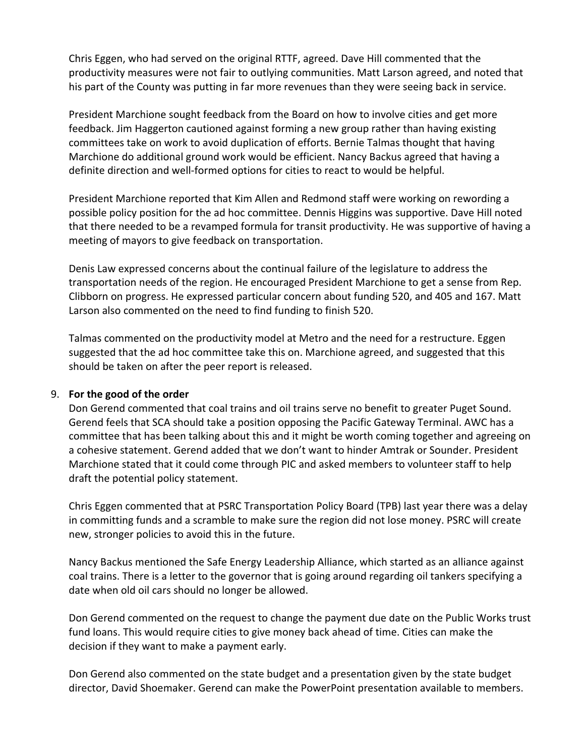Chris Eggen, who had served on the original RTTF, agreed. Dave Hill commented that the productivity measures were not fair to outlying communities. Matt Larson agreed, and noted that his part of the County was putting in far more revenues than they were seeing back in service.

President Marchione sought feedback from the Board on how to involve cities and get more feedback. Jim Haggerton cautioned against forming a new group rather than having existing committees take on work to avoid duplication of efforts. Bernie Talmas thought that having Marchione do additional ground work would be efficient. Nancy Backus agreed that having a definite direction and well-formed options for cities to react to would be helpful.

President Marchione reported that Kim Allen and Redmond staff were working on rewording a possible policy position for the ad hoc committee. Dennis Higgins was supportive. Dave Hill noted that there needed to be a revamped formula for transit productivity. He was supportive of having a meeting of mayors to give feedback on transportation.

Denis Law expressed concerns about the continual failure of the legislature to address the transportation needs of the region. He encouraged President Marchione to get a sense from Rep. Clibborn on progress. He expressed particular concern about funding 520, and 405 and 167. Matt Larson also commented on the need to find funding to finish 520.

Talmas commented on the productivity model at Metro and the need for a restructure. Eggen suggested that the ad hoc committee take this on. Marchione agreed, and suggested that this should be taken on after the peer report is released.

9. **For the good of the order**

   Don Gerend commented that coal trains and oil trains serve no benefit to greater Puget Sound. Gerend feels that SCA should take a position opposing the Pacific Gateway Terminal. AWC has a committee that has been talking about this and it might be worth coming together and agreeing on a cohesive statement. Gerend added that we don't want to hinder Amtrak or Sounder. President Marchione stated that it could come through PIC and asked members to volunteer staff to help draft the potential policy statement.

   Chris Eggen commented that at PSRC Transportation Policy Board (TPB) last year there was a delay in committing funds and a scramble to make sure the region did not lose money. PSRC will create new, stronger policies to avoid this in the future.

   Nancy Backus mentioned the Safe Energy Leadership Alliance, which started as an alliance against coal trains. There is a letter to the governor that is going around regarding oil tankers specifying a date when old oil cars should no longer be allowed.

   Don Gerend commented on the request to change the payment due date on the Public Works trust fund loans. This would require cities to give money back ahead of time. Cities can make the decision if they want to make a payment early.

   Don Gerend also commented on the state budget and a presentation given by the state budget director, David Shoemaker. Gerend can make the PowerPoint presentation available to members.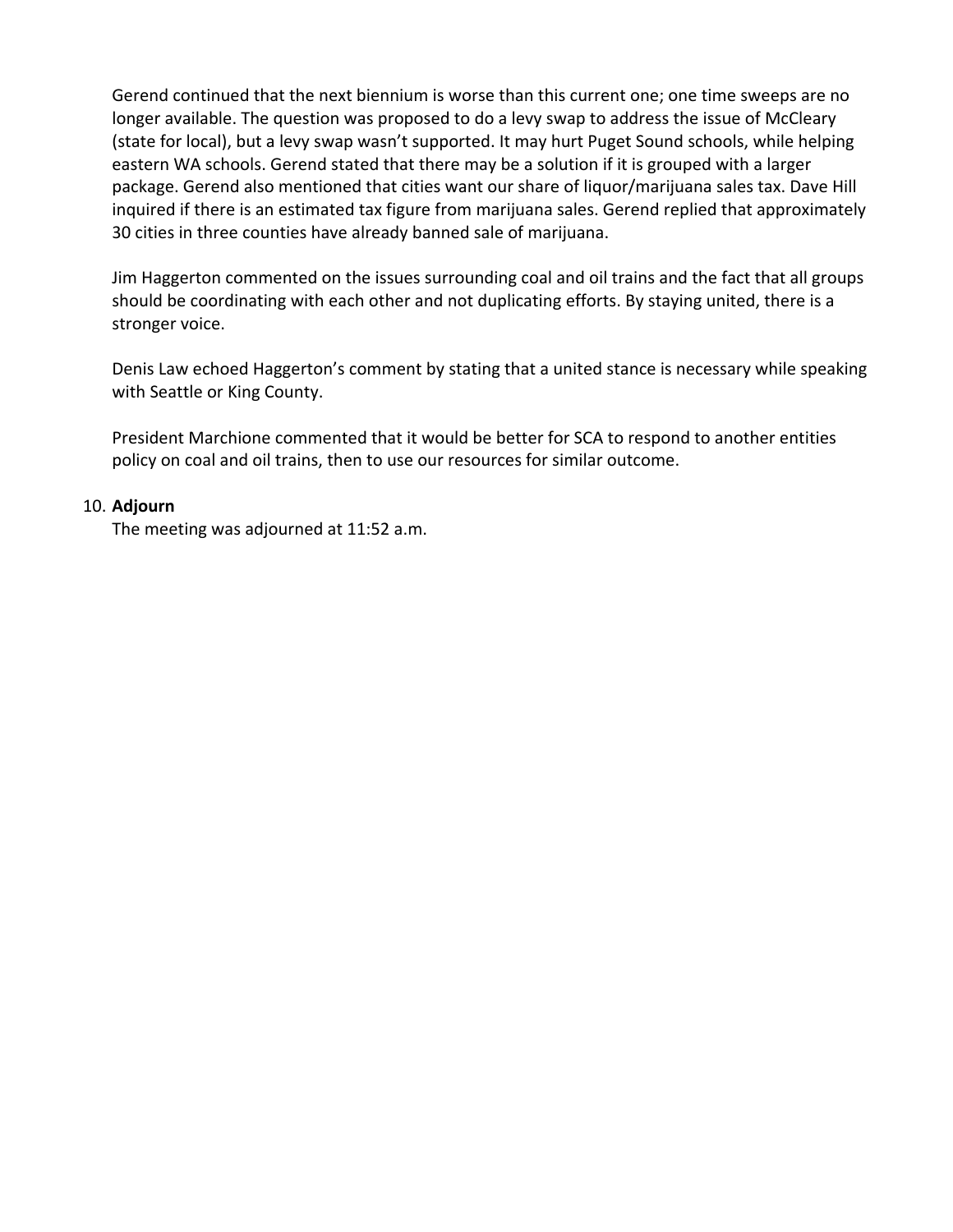Gerend continued that the next biennium is worse than this current one; one time sweeps are no longer available. The question was proposed to do a levy swap to address the issue of McCleary (state for local), but a levy swap wasn't supported. It may hurt Puget Sound schools, while helping eastern WA schools. Gerend stated that there may be a solution if it is grouped with a larger package. Gerend also mentioned that cities want our share of liquor/marijuana sales tax. Dave Hill inquired if there is an estimated tax figure from marijuana sales. Gerend replied that approximately 30 cities in three counties have already banned sale of marijuana.

Jim Haggerton commented on the issues surrounding coal and oil trains and the fact that all groups should be coordinating with each other and not duplicating efforts. By staying united, there is a stronger voice.

Denis Law echoed Haggerton's comment by stating that a united stance is necessary while speaking with Seattle or King County.

President Marchione commented that it would be better for SCA to respond to another entities policy on coal and oil trains, then to use our resources for similar outcome.

10. **Adjourn**
    The meeting was adjourned at 11:52 a.m.